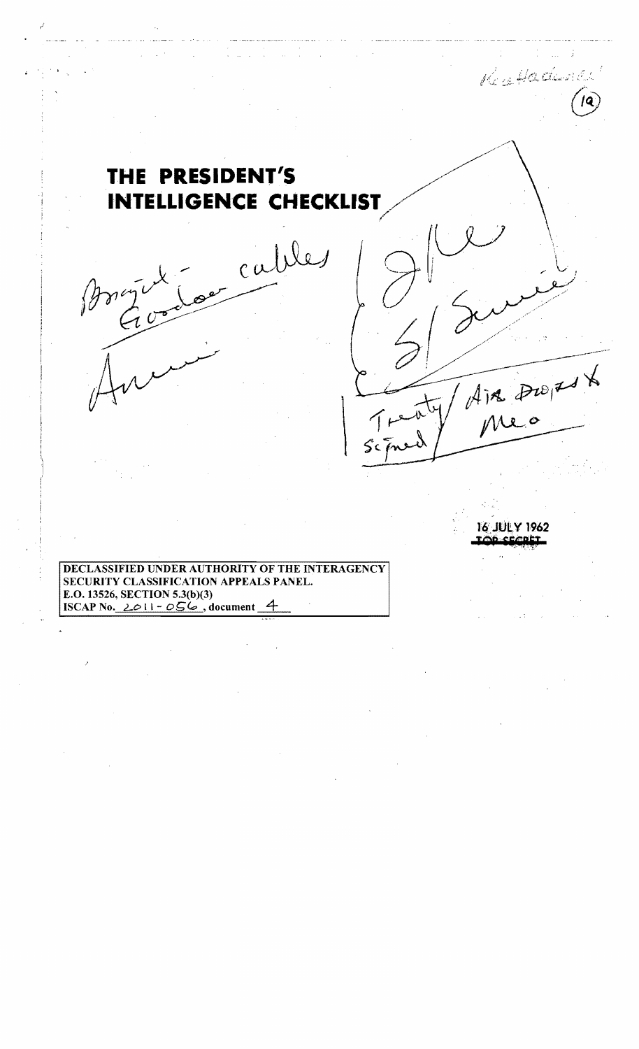Ken Hadley!

(1a)

# THE PRESIDENT'S INTELLIGENCE CHECKLIST

Brazil - Goodwin cables

Ann

JFK

S/ Sum

Treaty Signed / Air Project Meo

16 JULY 1962

~~TOP SECRET~~

DECLASSIFIED UNDER AUTHORITY OF THE INTERAGENCY SECURITY CLASSIFICATION APPEALS PANEL.
E.O. 13526, SECTION 5.3(b)(3)
ISCAP No. 2011 - 056, document 4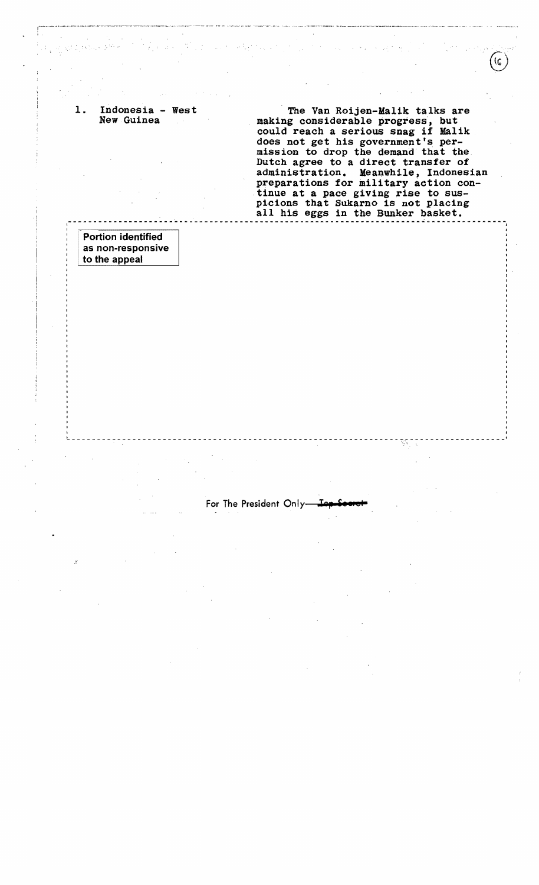1. Indonesia - West New Guinea

The Van Roijen-Malik talks are making considerable progress, but could reach a serious snag if Malik does not get his government's permission to drop the demand that the Dutch agree to a direct transfer of administration. Meanwhile, Indonesian preparations for military action continue at a pace giving rise to suspicions that Sukarno is not placing all his eggs in the Bunker basket.

Portion identified as non-responsive to the appeal

For The President Only—~~Top Secret~~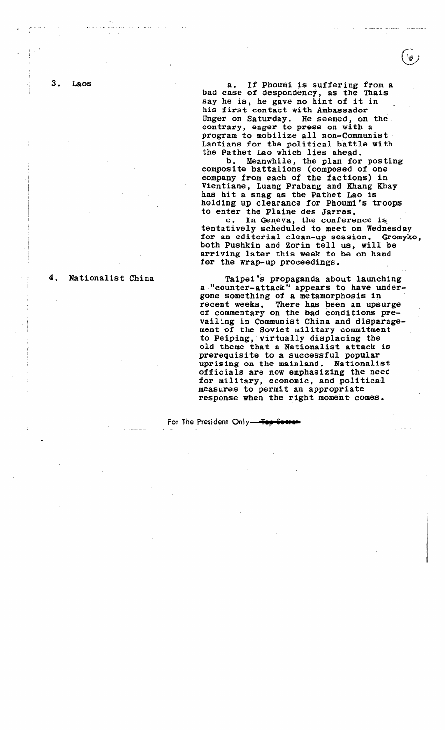## 3. Laos

a. If Phoumi is suffering from a bad case of despondency, as the Thais say he is, he gave no hint of it in his first contact with Ambassador Unger on Saturday. He seemed, on the contrary, eager to press on with a program to mobilize all non-Communist Laotians for the political battle with the Pathet Lao which lies ahead.

b. Meanwhile, the plan for posting composite battalions (composed of one company from each of the factions) in Vientiane, Luang Prabang and Khang Khay has hit a snag as the Pathet Lao is holding up clearance for Phoumi's troops to enter the Plaine des Jarres.

c. In Geneva, the conference is tentatively scheduled to meet on Wednesday for an editorial clean-up session. Gromyko, both Pushkin and Zorin tell us, will be arriving later this week to be on hand for the wrap-up proceedings.

## 4. Nationalist China

Taipei's propaganda about launching a "counter-attack" appears to have undergone something of a metamorphosis in recent weeks. There has been an upsurge of commentary on the bad conditions prevailing in Communist China and disparagement of the Soviet military commitment to Peiping, virtually displacing the old theme that a Nationalist attack is prerequisite to a successful popular uprising on the mainland. Nationalist officials are now emphasizing the need for military, economic, and political measures to permit an appropriate response when the right moment comes.

For The President Only—~~Top Secret~~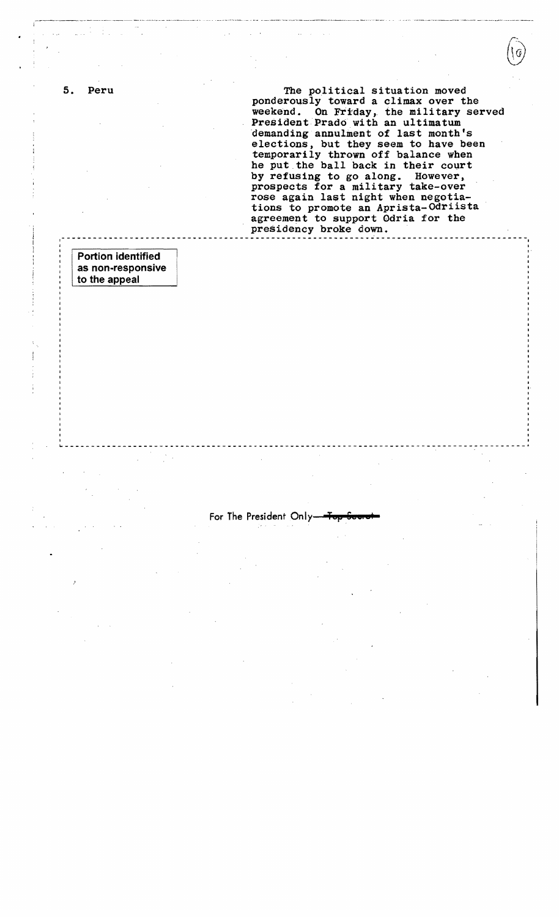5. Peru

The political situation moved ponderously toward a climax over the weekend. On Friday, the military served President Prado with an ultimatum demanding annulment of last month's elections, but they seem to have been temporarily thrown off balance when he put the ball back in their court by refusing to go along. However, prospects for a military take-over rose again last night when negotiations to promote an Aprista-Odriista agreement to support Odria for the presidency broke down.

Portion identified as non-responsive to the appeal

For The President Only—~~Top Secret~~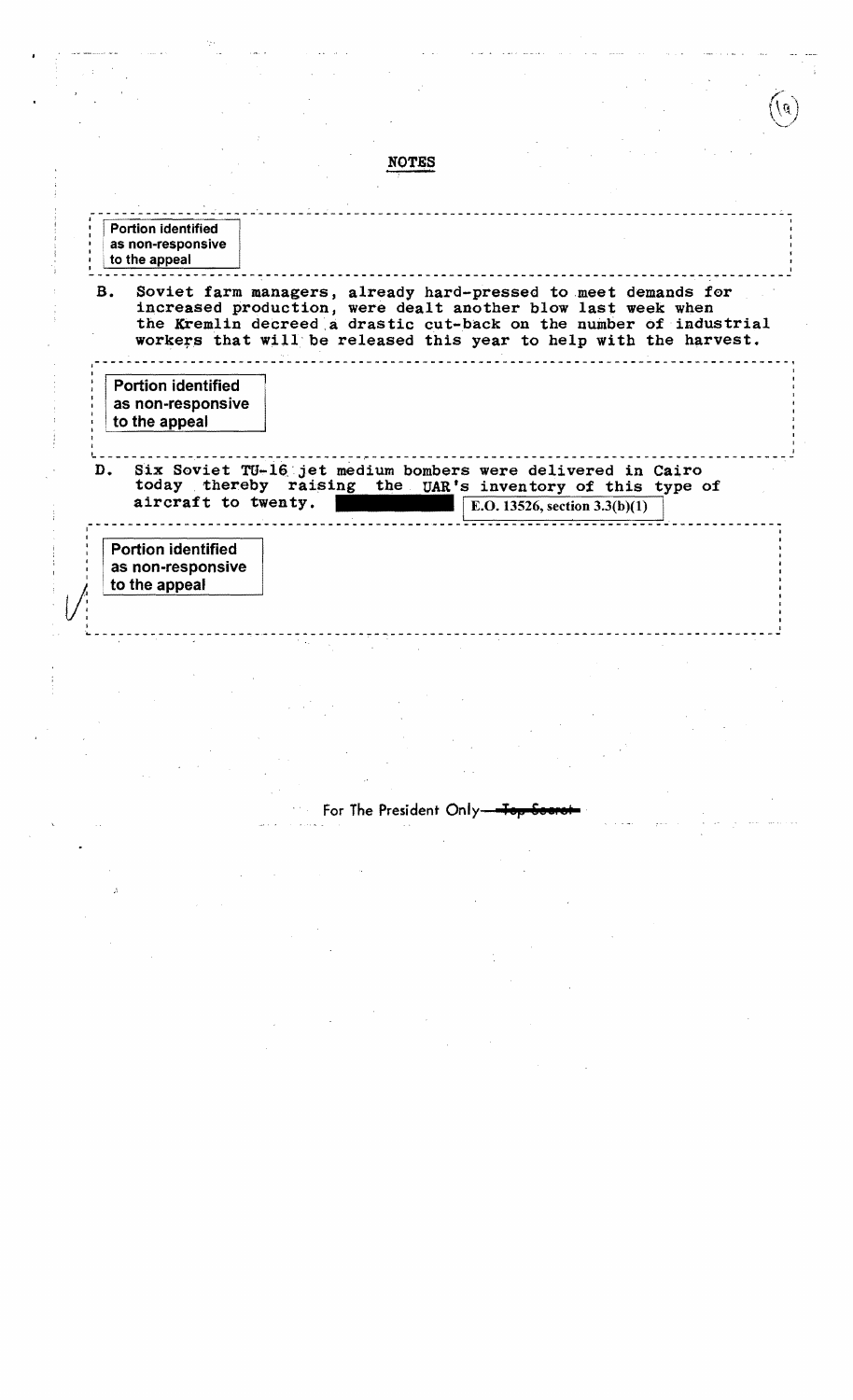## NOTES

Portion identified as non-responsive to the appeal

B. Soviet farm managers, already hard-pressed to meet demands for increased production, were dealt another blow last week when the Kremlin decreed a drastic cut-back on the number of industrial workers that will be released this year to help with the harvest.

Portion identified as non-responsive to the appeal

D. Six Soviet TU-16 jet medium bombers were delivered in Cairo today thereby raising the UAR's inventory of this type of aircraft to twenty. [REDACTED] E.O. 13526, section 3.3(b)(1)

Portion identified as non-responsive to the appeal

For The President Only—~~Top Secret~~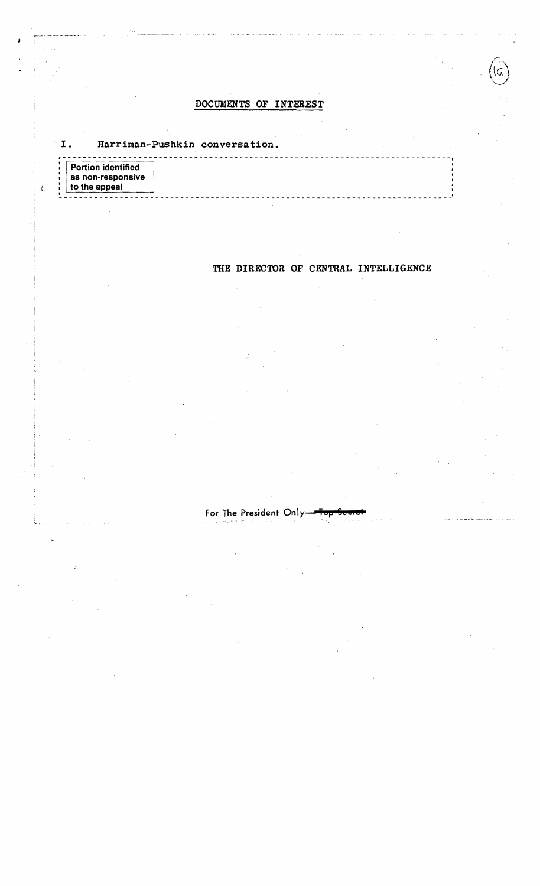## DOCUMENTS OF INTEREST

I. Harriman-Pushkin conversation.

Portion identified as non-responsive to the appeal

THE DIRECTOR OF CENTRAL INTELLIGENCE

For The President Only—~~Top Secret~~